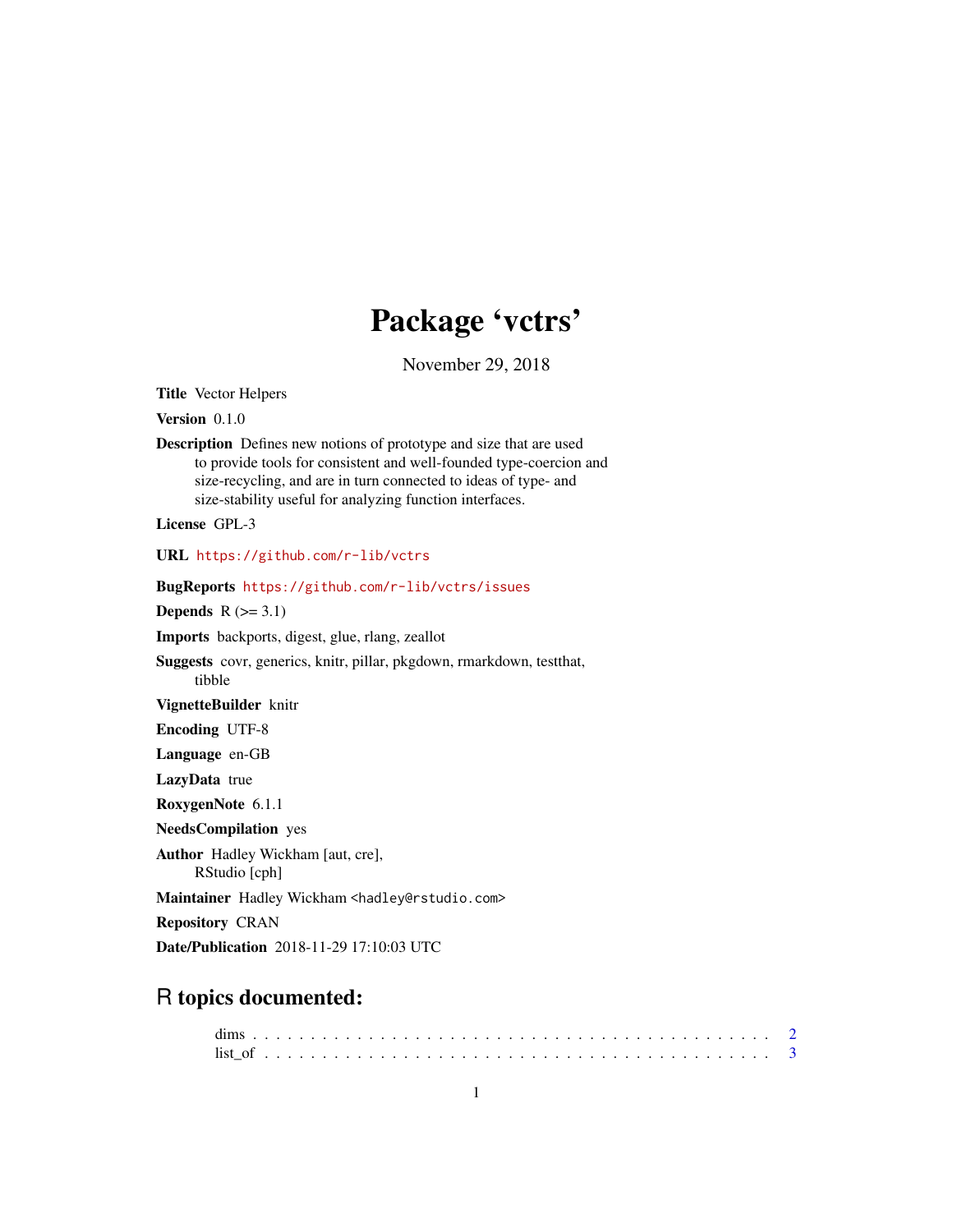# Package 'vctrs'

November 29, 2018

**Title** Vector Helpers

**Version** 0.1.0

**Description** Defines new notions of prototype and size that are used to provide tools for consistent and well-founded type-coercion and size-recycling, and are in turn connected to ideas of type- and size-stability useful for analyzing function interfaces.

**License** GPL-3

**URL** https://github.com/r-lib/vctrs

**BugReports** https://github.com/r-lib/vctrs/issues

**Depends** R (>= 3.1)

**Imports** backports, digest, glue, rlang, zeallot

**Suggests** covr, generics, knitr, pillar, pkgdown, rmarkdown, testthat, tibble

**VignetteBuilder** knitr

**Encoding** UTF-8

**Language** en-GB

**LazyData** true

**RoxygenNote** 6.1.1

**NeedsCompilation** yes

**Author** Hadley Wickham [aut, cre], RStudio [cph]

**Maintainer** Hadley Wickham <hadley@rstudio.com>

**Repository** CRAN

**Date/Publication** 2018-11-29 17:10:03 UTC

## R topics documented:

dims . . . . . . . . . . . . . . . . . . . . . . . . . . . . . . . . . . . . . . . . . . 2
list_of . . . . . . . . . . . . . . . . . . . . . . . . . . . . . . . . . . . . . . . . . 3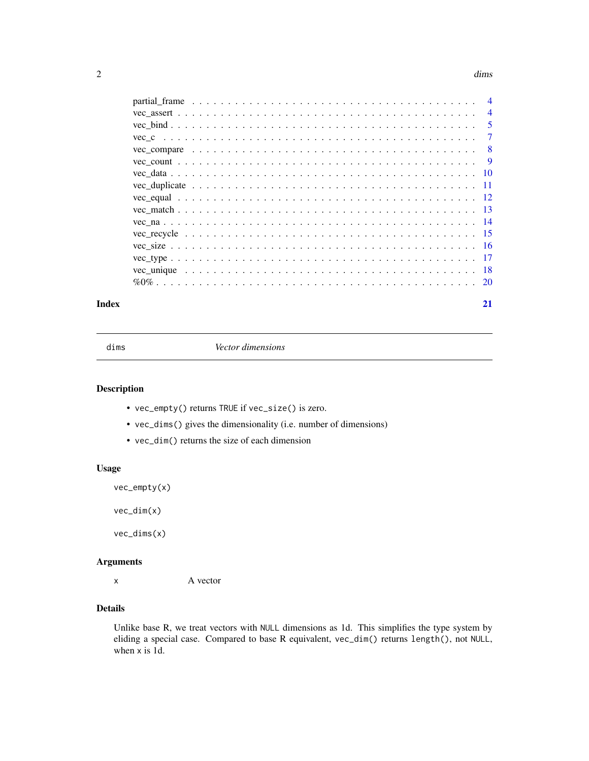| | |
|---|---|
| partial_frame | 4 |
| vec_assert | 4 |
| vec_bind | 5 |
| vec_c | 7 |
| vec_compare | 8 |
| vec_count | 9 |
| vec_data | 10 |
| vec_duplicate | 11 |
| vec_equal | 12 |
| vec_match | 13 |
| vec_na | 14 |
| vec_recycle | 15 |
| vec_size | 16 |
| vec_type | 17 |
| vec_unique | 18 |
| %0% | 20 |

**Index** **21**

---

`dims` *Vector dimensions*

---

## Description

- `vec_empty()` returns `TRUE` if `vec_size()` is zero.
- `vec_dims()` gives the dimensionality (i.e. number of dimensions)
- `vec_dim()` returns the size of each dimension

## Usage

```
vec_empty(x)

vec_dim(x)

vec_dims(x)
```

## Arguments

| | |
|---|---|
| `x` | A vector |

## Details

Unlike base R, we treat vectors with `NULL` dimensions as 1d. This simplifies the type system by eliding a special case. Compared to base R equivalent, `vec_dim()` returns `length()`, not `NULL`, when `x` is 1d.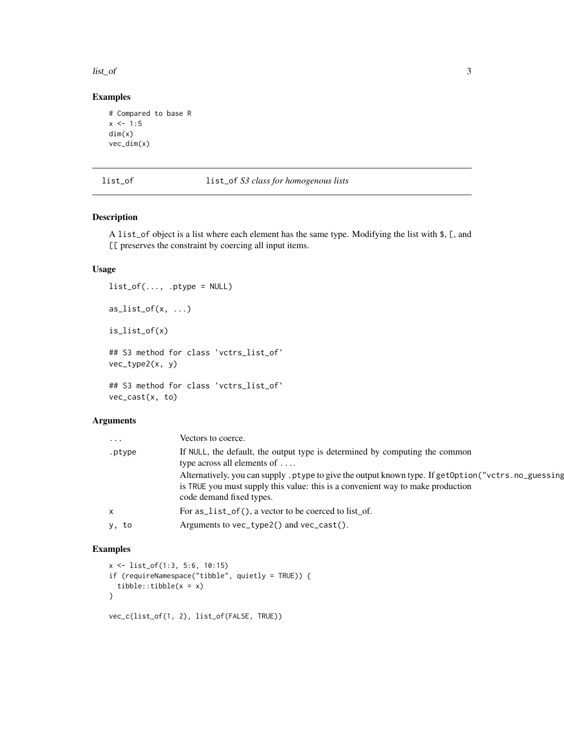## Examples

```
# Compared to base R
x <- 1:5
dim(x)
vec_dim(x)
```

---

## list_of — list_of *S3 class for homogenous lists*

### Description

A list_of object is a list where each element has the same type. Modifying the list with $, [, and [[ preserves the constraint by coercing all input items.

### Usage

```
list_of(..., .ptype = NULL)

as_list_of(x, ...)

is_list_of(x)

## S3 method for class 'vctrs_list_of'
vec_type2(x, y)

## S3 method for class 'vctrs_list_of'
vec_cast(x, to)
```

### Arguments

| | |
|---|---|
| ... | Vectors to coerce. |
| .ptype | If NULL, the default, the output type is determined by computing the common type across all elements of .... <br> Alternatively, you can supply .ptype to give the output known type. If getOption("vctrs.no_guessing is TRUE you must supply this value: this is a convenient way to make production code demand fixed types. |
| x | For as_list_of(), a vector to be coerced to list_of. |
| y, to | Arguments to vec_type2() and vec_cast(). |

### Examples

```
x <- list_of(1:3, 5:6, 10:15)
if (requireNamespace("tibble", quietly = TRUE)) {
  tibble::tibble(x = x)
}

vec_c(list_of(1, 2), list_of(FALSE, TRUE))
```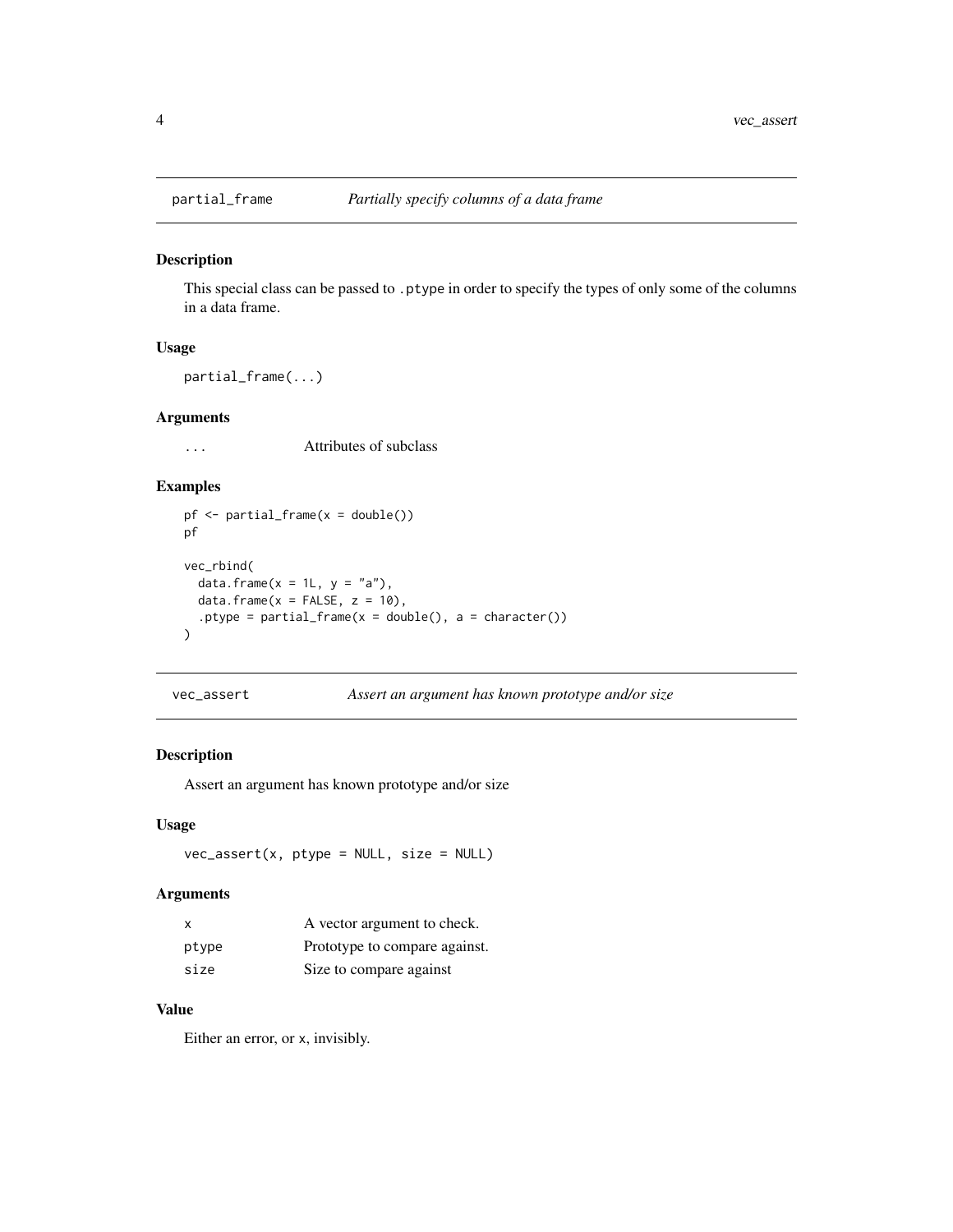## partial_frame — *Partially specify columns of a data frame*

### Description

This special class can be passed to `.ptype` in order to specify the types of only some of the columns in a data frame.

### Usage

```
partial_frame(...)
```

### Arguments

| | |
|---|---|
| `...` | Attributes of subclass |

### Examples

```
pf <- partial_frame(x = double())
pf

vec_rbind(
  data.frame(x = 1L, y = "a"),
  data.frame(x = FALSE, z = 10),
  .ptype = partial_frame(x = double(), a = character())
)
```

## vec_assert — *Assert an argument has known prototype and/or size*

### Description

Assert an argument has known prototype and/or size

### Usage

```
vec_assert(x, ptype = NULL, size = NULL)
```

### Arguments

| | |
|---|---|
| `x` | A vector argument to check. |
| `ptype` | Prototype to compare against. |
| `size` | Size to compare against |

### Value

Either an error, or `x`, invisibly.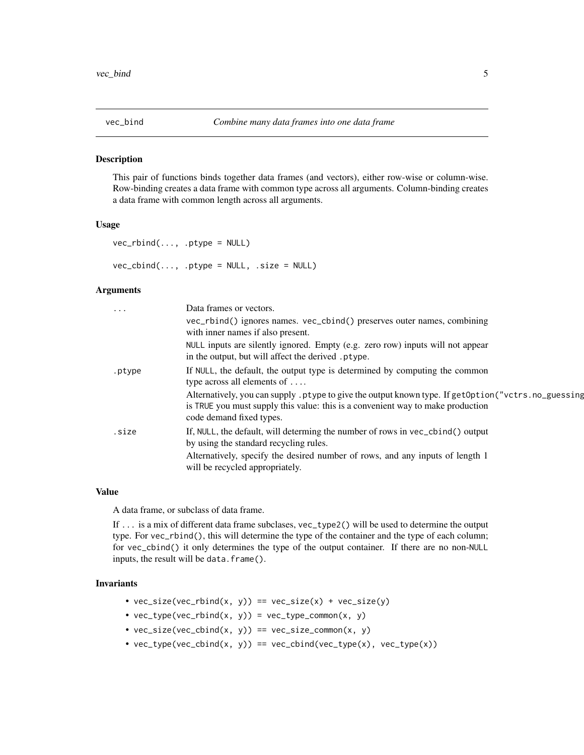## vec_bind — *Combine many data frames into one data frame*

### Description

This pair of functions binds together data frames (and vectors), either row-wise or column-wise. Row-binding creates a data frame with common type across all arguments. Column-binding creates a data frame with common length across all arguments.

### Usage

```
vec_rbind(..., .ptype = NULL)

vec_cbind(..., .ptype = NULL, .size = NULL)
```

### Arguments

| | |
|---|---|
| `...` | Data frames or vectors.<br>`vec_rbind()` ignores names. `vec_cbind()` preserves outer names, combining with inner names if also present.<br>`NULL` inputs are silently ignored. Empty (e.g. zero row) inputs will not appear in the output, but will affect the derived `.ptype`. |
| `.ptype` | If `NULL`, the default, the output type is determined by computing the common type across all elements of `...`.<br>Alternatively, you can supply `.ptype` to give the output known type. If `getOption("vctrs.no_guessing` is `TRUE` you must supply this value: this is a convenient way to make production code demand fixed types. |
| `.size` | If, `NULL`, the default, will determing the number of rows in `vec_cbind()` output by using the standard recycling rules.<br>Alternatively, specify the desired number of rows, and any inputs of length 1 will be recycled appropriately. |

### Value

A data frame, or subclass of data frame.

If `...` is a mix of different data frame subclases, `vec_type2()` will be used to determine the output type. For `vec_rbind()`, this will determine the type of the container and the type of each column; for `vec_cbind()` it only determines the type of the output container. If there are no non-`NULL` inputs, the result will be `data.frame()`.

### Invariants

- `vec_size(vec_rbind(x, y)) == vec_size(x) + vec_size(y)`
- `vec_type(vec_rbind(x, y)) = vec_type_common(x, y)`
- `vec_size(vec_cbind(x, y)) == vec_size_common(x, y)`
- `vec_type(vec_cbind(x, y)) == vec_cbind(vec_type(x), vec_type(x))`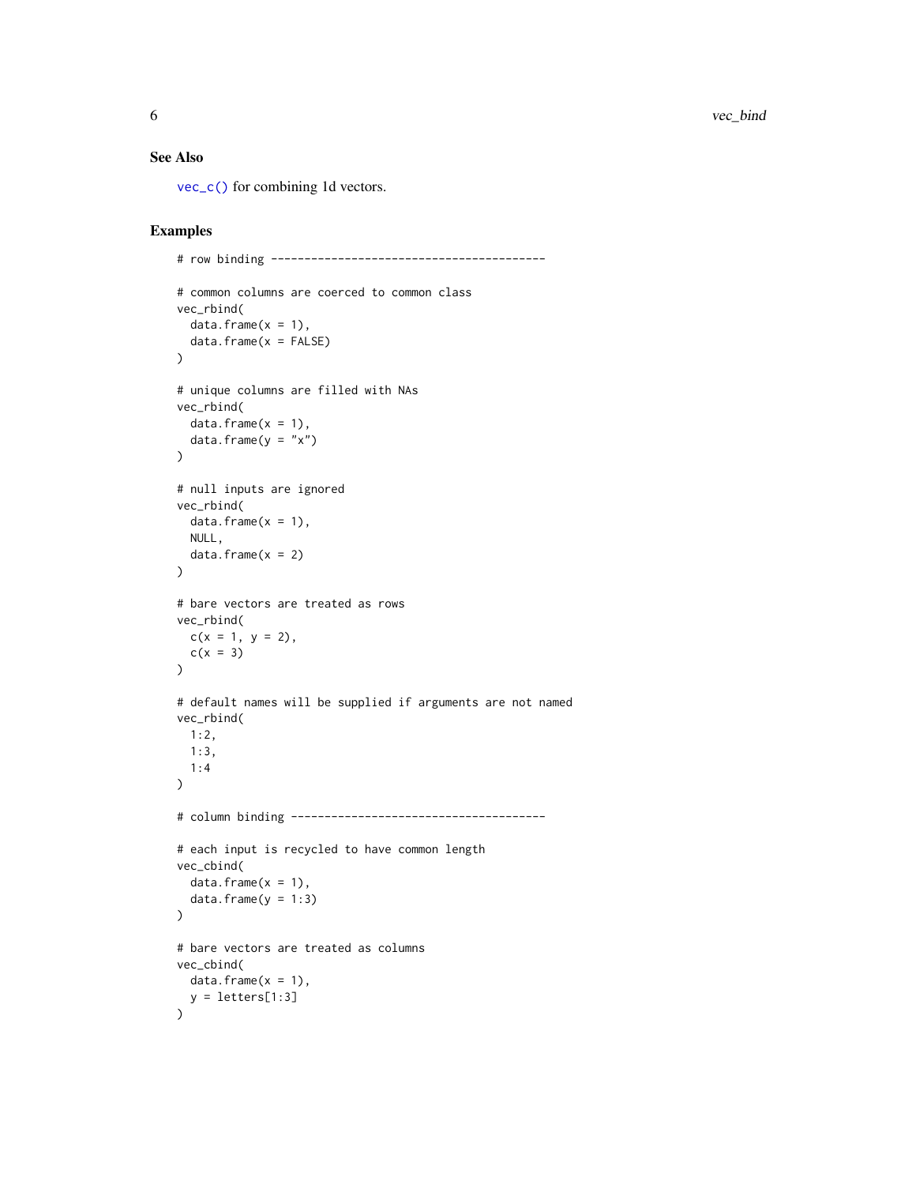## See Also

`vec_c()` for combining 1d vectors.

## Examples

```
# row binding -----------------------------------------

# common columns are coerced to common class
vec_rbind(
  data.frame(x = 1),
  data.frame(x = FALSE)
)

# unique columns are filled with NAs
vec_rbind(
  data.frame(x = 1),
  data.frame(y = "x")
)

# null inputs are ignored
vec_rbind(
  data.frame(x = 1),
  NULL,
  data.frame(x = 2)
)

# bare vectors are treated as rows
vec_rbind(
  c(x = 1, y = 2),
  c(x = 3)
)

# default names will be supplied if arguments are not named
vec_rbind(
  1:2,
  1:3,
  1:4
)

# column binding --------------------------------------

# each input is recycled to have common length
vec_cbind(
  data.frame(x = 1),
  data.frame(y = 1:3)
)

# bare vectors are treated as columns
vec_cbind(
  data.frame(x = 1),
  y = letters[1:3]
)
```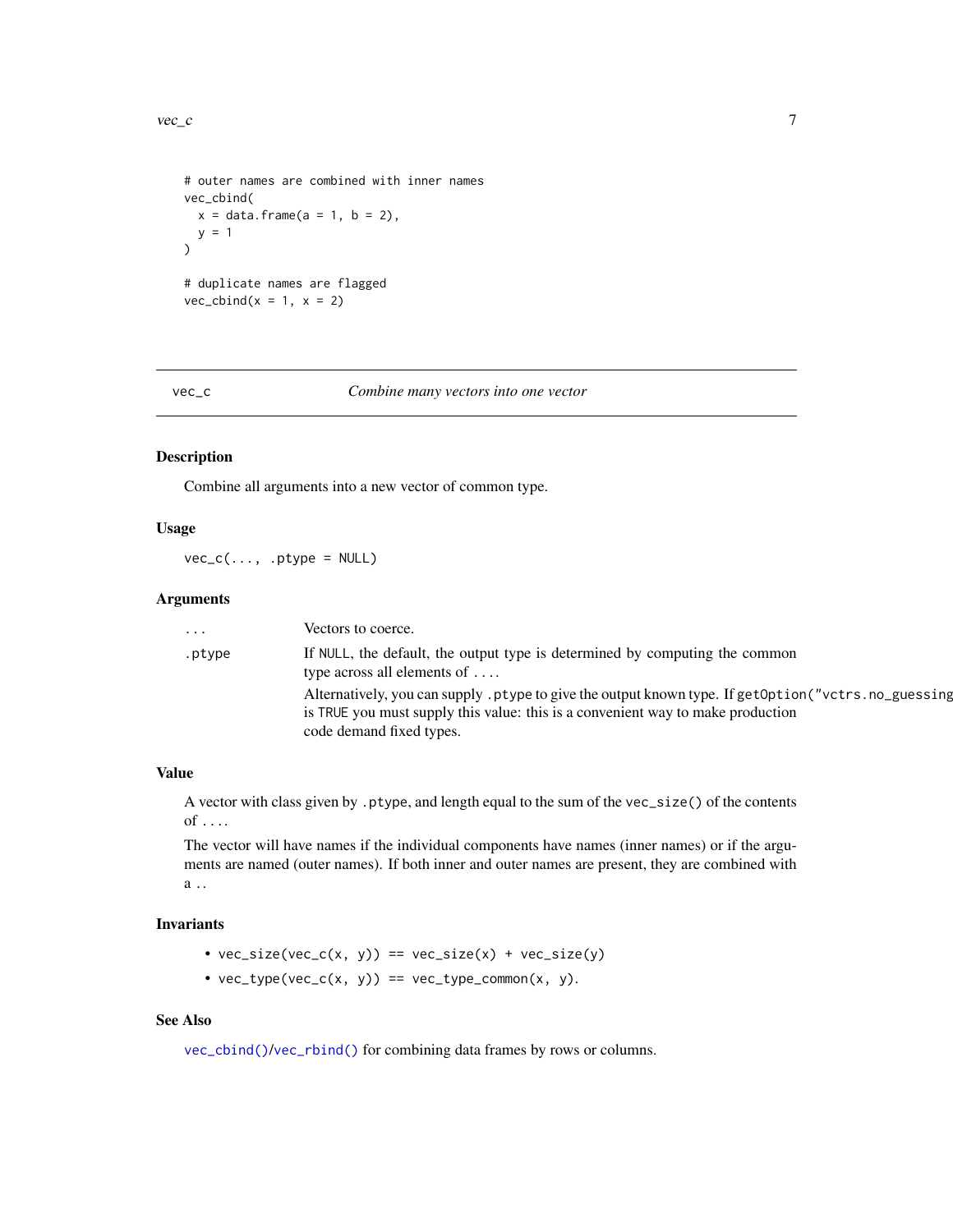```
# outer names are combined with inner names
vec_cbind(
  x = data.frame(a = 1, b = 2),
  y = 1
)

# duplicate names are flagged
vec_cbind(x = 1, x = 2)
```

## vec_c — *Combine many vectors into one vector*

### Description

Combine all arguments into a new vector of common type.

### Usage

```
vec_c(..., .ptype = NULL)
```

### Arguments

| | |
|---|---|
| `...` | Vectors to coerce. |
| `.ptype` | If `NULL`, the default, the output type is determined by computing the common type across all elements of `...`. <br> Alternatively, you can supply `.ptype` to give the output known type. If `getOption("vctrs.no_guessing")` is `TRUE` you must supply this value: this is a convenient way to make production code demand fixed types. |

### Value

A vector with class given by `.ptype`, and length equal to the sum of the `vec_size()` of the contents of `...`.

The vector will have names if the individual components have names (inner names) or if the arguments are named (outer names). If both inner and outer names are present, they are combined with a `.`.

### Invariants

- `vec_size(vec_c(x, y)) == vec_size(x) + vec_size(y)`
- `vec_type(vec_c(x, y)) == vec_type_common(x, y)`.

### See Also

`vec_cbind()`/`vec_rbind()` for combining data frames by rows or columns.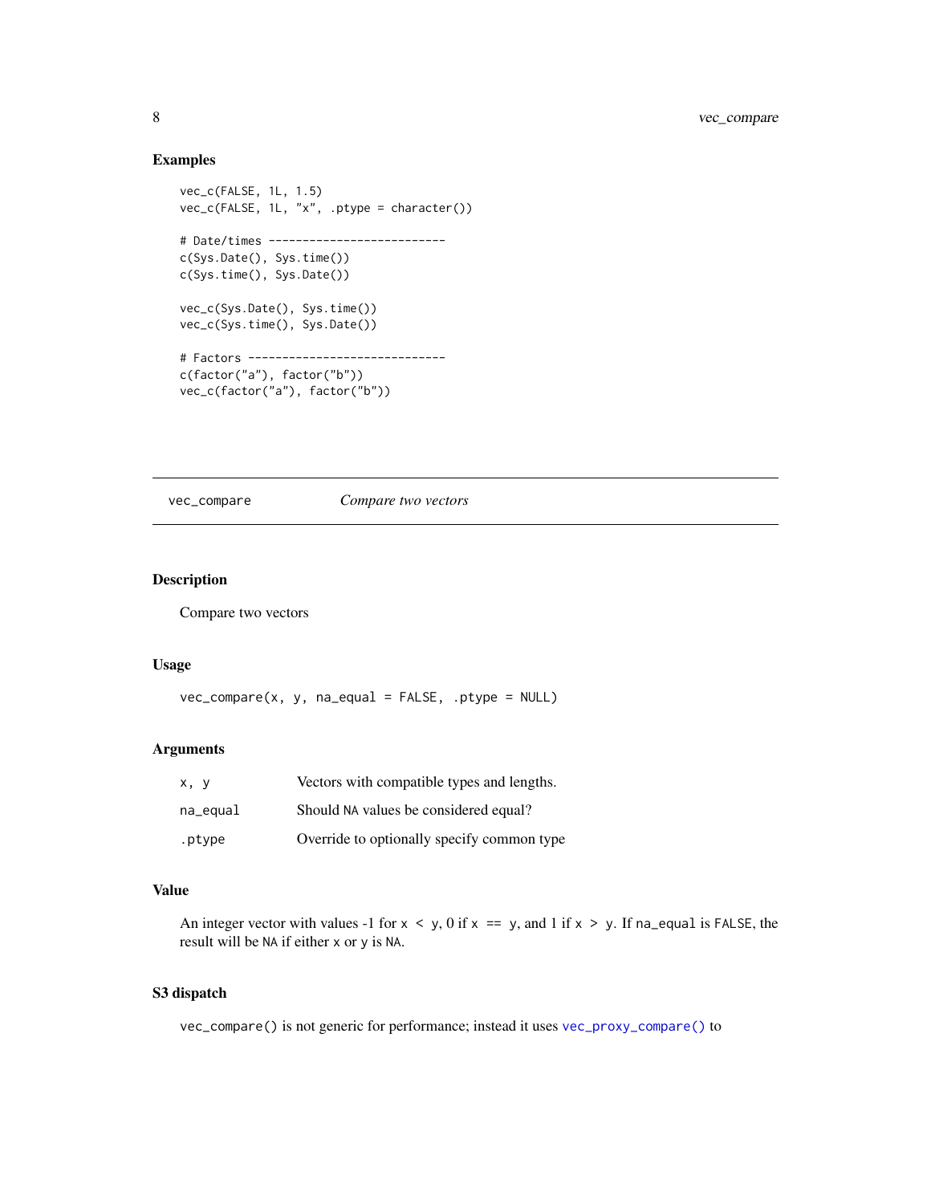### Examples

```
vec_c(FALSE, 1L, 1.5)
vec_c(FALSE, 1L, "x", .ptype = character())

# Date/times --------------------------
c(Sys.Date(), Sys.time())
c(Sys.time(), Sys.Date())

vec_c(Sys.Date(), Sys.time())
vec_c(Sys.time(), Sys.Date())

# Factors -----------------------------
c(factor("a"), factor("b"))
vec_c(factor("a"), factor("b"))
```

---

## vec_compare — *Compare two vectors*

---

### Description

Compare two vectors

### Usage

```
vec_compare(x, y, na_equal = FALSE, .ptype = NULL)
```

### Arguments

| | |
|---|---|
| `x, y` | Vectors with compatible types and lengths. |
| `na_equal` | Should `NA` values be considered equal? |
| `.ptype` | Override to optionally specify common type |

### Value

An integer vector with values -1 for `x < y`, 0 if `x == y`, and 1 if `x > y`. If `na_equal` is `FALSE`, the result will be `NA` if either `x` or `y` is `NA`.

### S3 dispatch

`vec_compare()` is not generic for performance; instead it uses `vec_proxy_compare()` to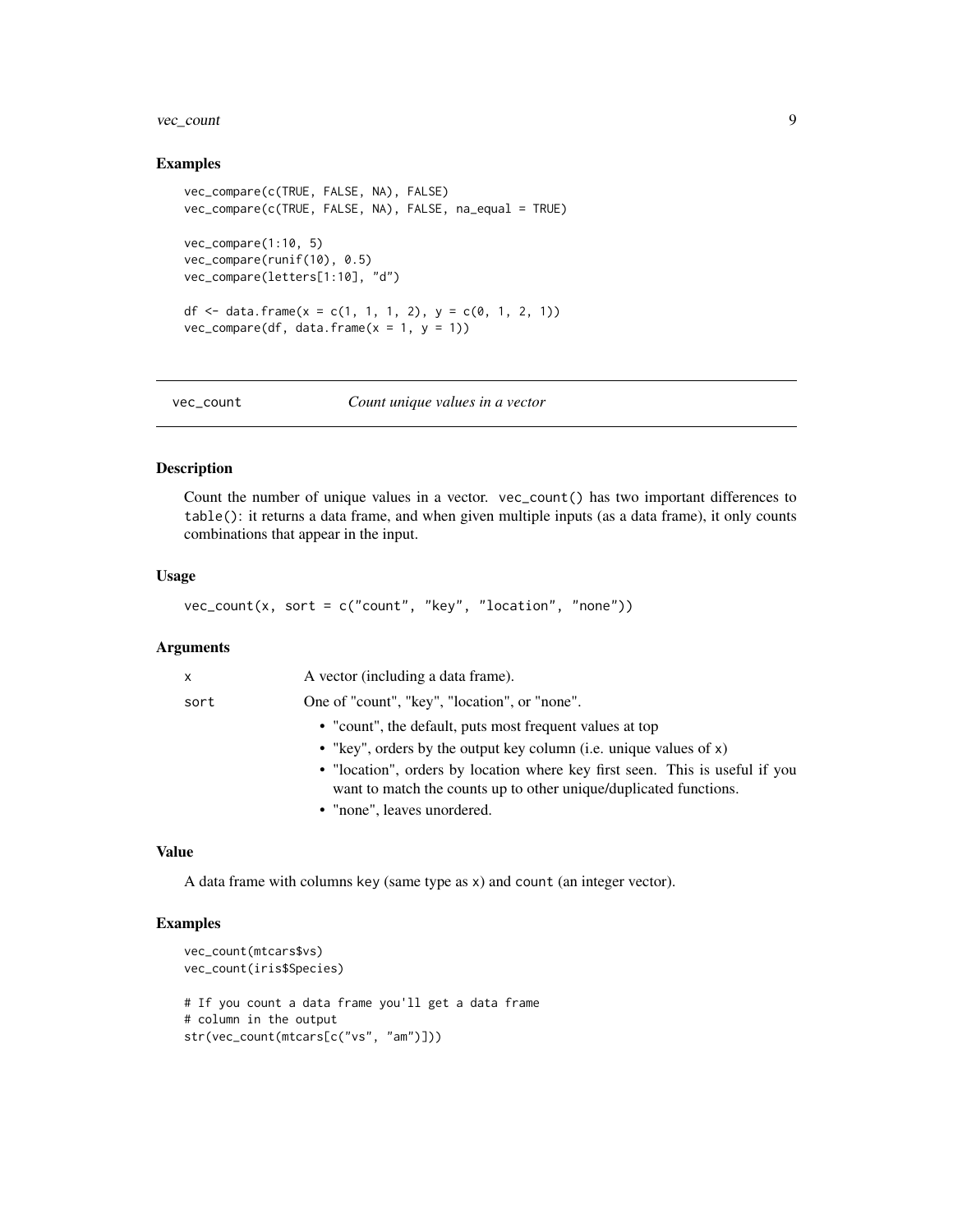### Examples

```
vec_compare(c(TRUE, FALSE, NA), FALSE)
vec_compare(c(TRUE, FALSE, NA), FALSE, na_equal = TRUE)

vec_compare(1:10, 5)
vec_compare(runif(10), 0.5)
vec_compare(letters[1:10], "d")

df <- data.frame(x = c(1, 1, 1, 2), y = c(0, 1, 2, 1))
vec_compare(df, data.frame(x = 1, y = 1))
```

---

## vec_count — *Count unique values in a vector*

---

### Description

Count the number of unique values in a vector. `vec_count()` has two important differences to `table()`: it returns a data frame, and when given multiple inputs (as a data frame), it only counts combinations that appear in the input.

### Usage

```
vec_count(x, sort = c("count", "key", "location", "none"))
```

### Arguments

| | |
|---|---|
| x | A vector (including a data frame). |
| sort | One of "count", "key", "location", or "none".<br>• "count", the default, puts most frequent values at top<br>• "key", orders by the output key column (i.e. unique values of x)<br>• "location", orders by location where key first seen. This is useful if you want to match the counts up to other unique/duplicated functions.<br>• "none", leaves unordered. |

### Value

A data frame with columns `key` (same type as `x`) and `count` (an integer vector).

### Examples

```
vec_count(mtcars$vs)
vec_count(iris$Species)

# If you count a data frame you'll get a data frame
# column in the output
str(vec_count(mtcars[c("vs", "am")]))
```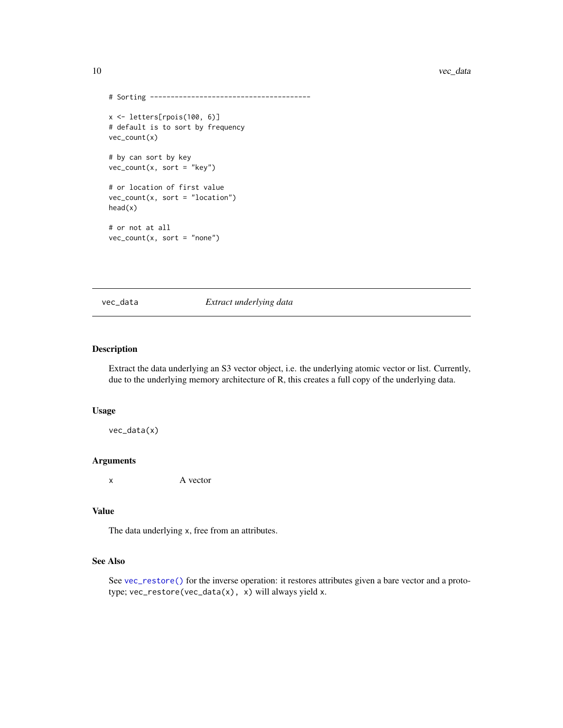```
# Sorting ---------------------------------------

x <- letters[rpois(100, 6)]
# default is to sort by frequency
vec_count(x)

# by can sort by key
vec_count(x, sort = "key")

# or location of first value
vec_count(x, sort = "location")
head(x)

# or not at all
vec_count(x, sort = "none")
```

---

## vec_data — *Extract underlying data*

---

### Description

Extract the data underlying an S3 vector object, i.e. the underlying atomic vector or list. Currently, due to the underlying memory architecture of R, this creates a full copy of the underlying data.

### Usage

```
vec_data(x)
```

### Arguments

| | |
|---|---|
| `x` | A vector |

### Value

The data underlying `x`, free from an attributes.

### See Also

See `vec_restore()` for the inverse operation: it restores attributes given a bare vector and a prototype; `vec_restore(vec_data(x), x)` will always yield `x`.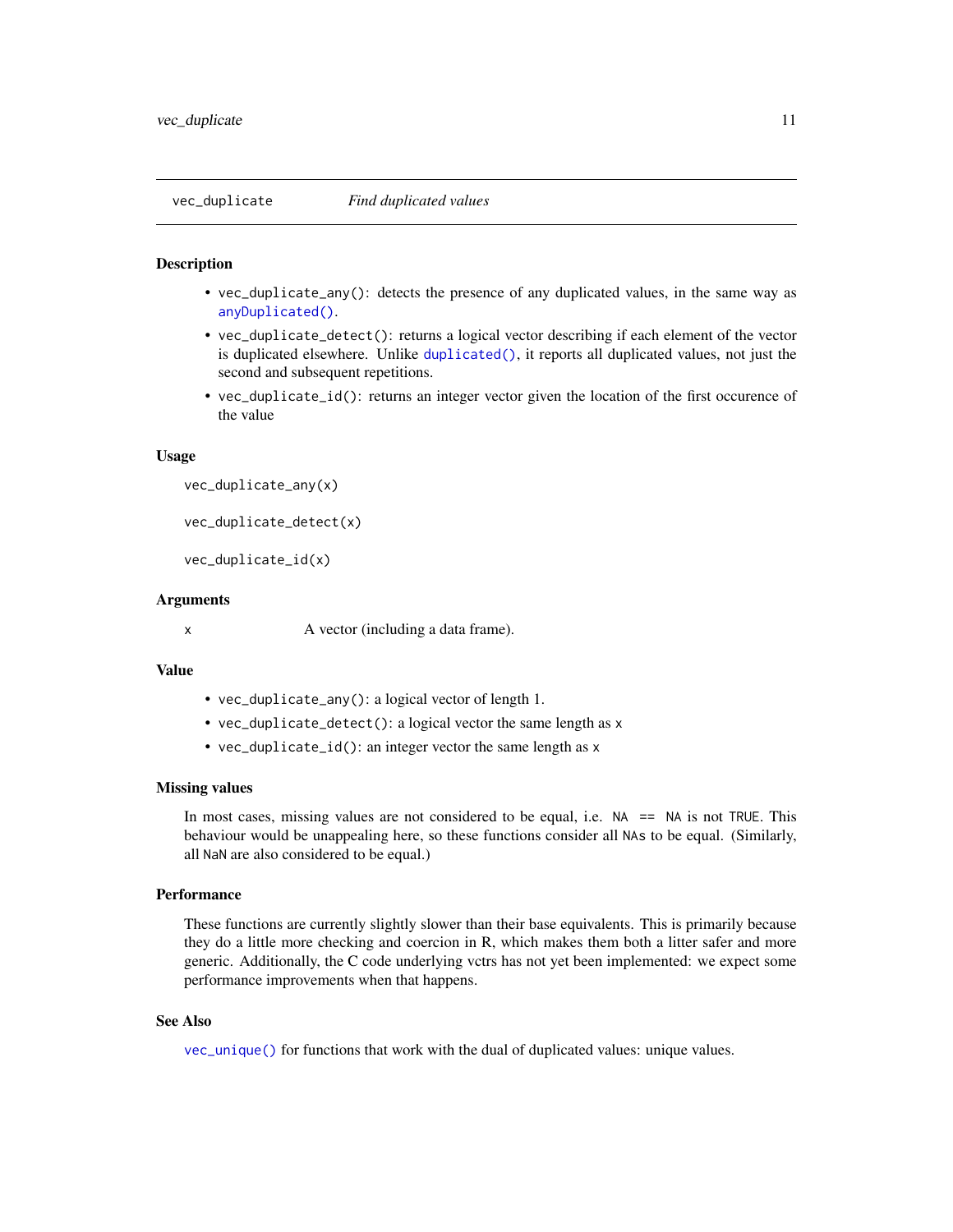## vec_duplicate — *Find duplicated values*

### Description

- `vec_duplicate_any()`: detects the presence of any duplicated values, in the same way as `anyDuplicated()`.
- `vec_duplicate_detect()`: returns a logical vector describing if each element of the vector is duplicated elsewhere. Unlike `duplicated()`, it reports all duplicated values, not just the second and subsequent repetitions.
- `vec_duplicate_id()`: returns an integer vector given the location of the first occurence of the value

### Usage

```
vec_duplicate_any(x)

vec_duplicate_detect(x)

vec_duplicate_id(x)
```

### Arguments

| | |
|---|---|
| `x` | A vector (including a data frame). |

### Value

- `vec_duplicate_any()`: a logical vector of length 1.
- `vec_duplicate_detect()`: a logical vector the same length as `x`
- `vec_duplicate_id()`: an integer vector the same length as `x`

### Missing values

In most cases, missing values are not considered to be equal, i.e. `NA == NA` is not `TRUE`. This behaviour would be unappealing here, so these functions consider all `NA`s to be equal. (Similarly, all `NaN` are also considered to be equal.)

### Performance

These functions are currently slightly slower than their base equivalents. This is primarily because they do a little more checking and coercion in R, which makes them both a litter safer and more generic. Additionally, the C code underlying vctrs has not yet been implemented: we expect some performance improvements when that happens.

### See Also

`vec_unique()` for functions that work with the dual of duplicated values: unique values.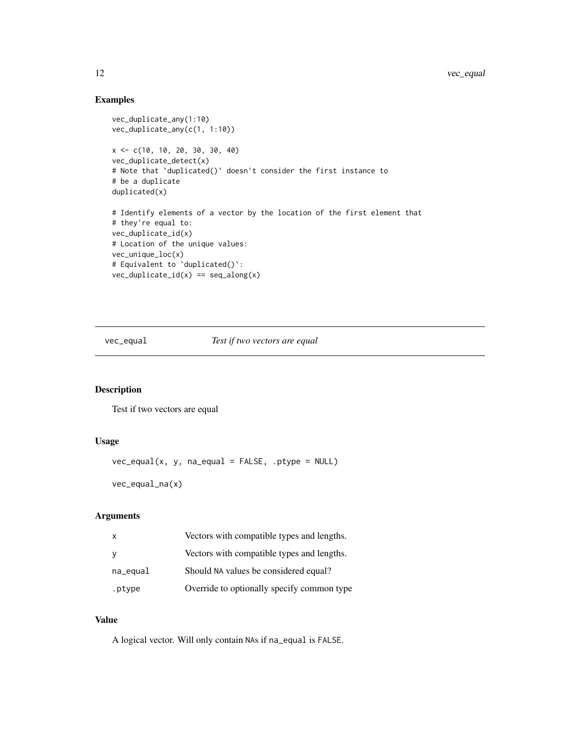## Examples

```
vec_duplicate_any(1:10)
vec_duplicate_any(c(1, 1:10))

x <- c(10, 10, 20, 30, 30, 40)
vec_duplicate_detect(x)
# Note that `duplicated()` doesn't consider the first instance to
# be a duplicate
duplicated(x)

# Identify elements of a vector by the location of the first element that
# they're equal to:
vec_duplicate_id(x)
# Location of the unique values:
vec_unique_loc(x)
# Equivalent to `duplicated()`:
vec_duplicate_id(x) == seq_along(x)
```

# vec_equal — *Test if two vectors are equal*

## Description

Test if two vectors are equal

## Usage

```
vec_equal(x, y, na_equal = FALSE, .ptype = NULL)

vec_equal_na(x)
```

## Arguments

| | |
|---|---|
| x | Vectors with compatible types and lengths. |
| y | Vectors with compatible types and lengths. |
| na_equal | Should NA values be considered equal? |
| .ptype | Override to optionally specify common type |

## Value

A logical vector. Will only contain NAs if na_equal is FALSE.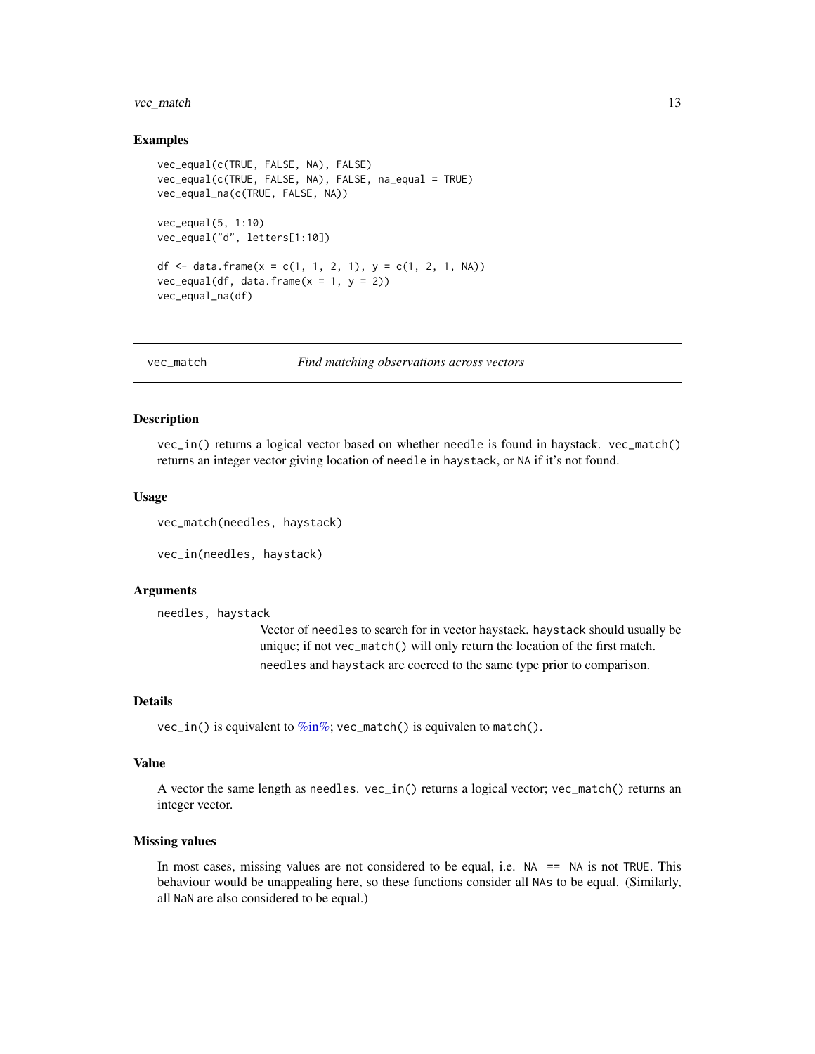### Examples

```
vec_equal(c(TRUE, FALSE, NA), FALSE)
vec_equal(c(TRUE, FALSE, NA), FALSE, na_equal = TRUE)
vec_equal_na(c(TRUE, FALSE, NA))

vec_equal(5, 1:10)
vec_equal("d", letters[1:10])

df <- data.frame(x = c(1, 1, 2, 1), y = c(1, 2, 1, NA))
vec_equal(df, data.frame(x = 1, y = 2))
vec_equal_na(df)
```

---

## vec_match — *Find matching observations across vectors*

### Description

`vec_in()` returns a logical vector based on whether `needle` is found in haystack. `vec_match()` returns an integer vector giving location of `needle` in `haystack`, or `NA` if it's not found.

### Usage

```
vec_match(needles, haystack)

vec_in(needles, haystack)
```

### Arguments

`needles, haystack`
: Vector of `needles` to search for in vector haystack. `haystack` should usually be unique; if not `vec_match()` will only return the location of the first match.

  `needles` and `haystack` are coerced to the same type prior to comparison.

### Details

`vec_in()` is equivalent to %in%; `vec_match()` is equivalen to `match()`.

### Value

A vector the same length as `needles`. `vec_in()` returns a logical vector; `vec_match()` returns an integer vector.

### Missing values

In most cases, missing values are not considered to be equal, i.e. `NA == NA` is not `TRUE`. This behaviour would be unappealing here, so these functions consider all `NA`s to be equal. (Similarly, all `NaN` are also considered to be equal.)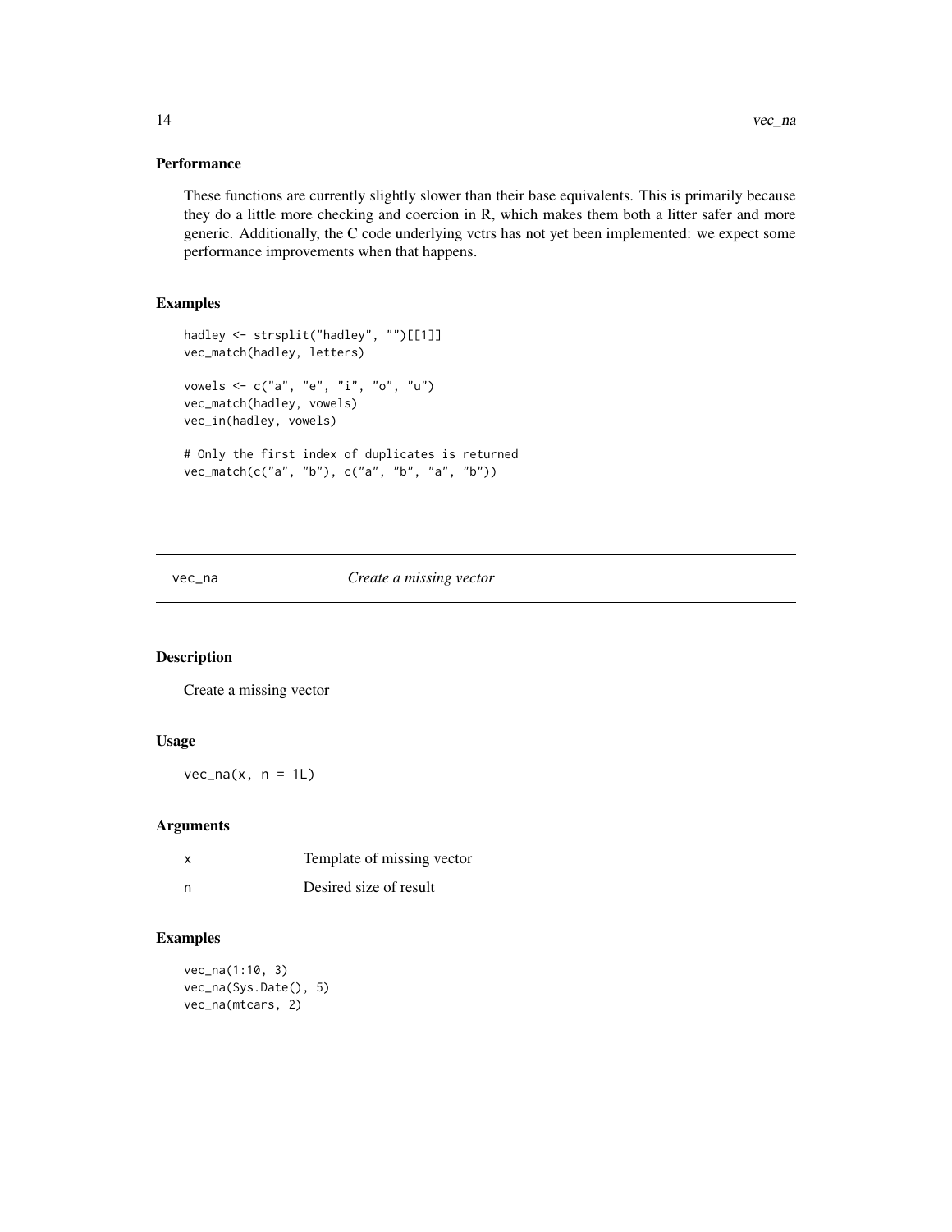### Performance

These functions are currently slightly slower than their base equivalents. This is primarily because they do a little more checking and coercion in R, which makes them both a litter safer and more generic. Additionally, the C code underlying vctrs has not yet been implemented: we expect some performance improvements when that happens.

### Examples

```
hadley <- strsplit("hadley", "")[[1]]
vec_match(hadley, letters)

vowels <- c("a", "e", "i", "o", "u")
vec_match(hadley, vowels)
vec_in(hadley, vowels)

# Only the first index of duplicates is returned
vec_match(c("a", "b"), c("a", "b", "a", "b"))
```

---

## vec_na — *Create a missing vector*

### Description

Create a missing vector

### Usage

```
vec_na(x, n = 1L)
```

### Arguments

| | |
|---|---|
| x | Template of missing vector |
| n | Desired size of result |

### Examples

```
vec_na(1:10, 3)
vec_na(Sys.Date(), 5)
vec_na(mtcars, 2)
```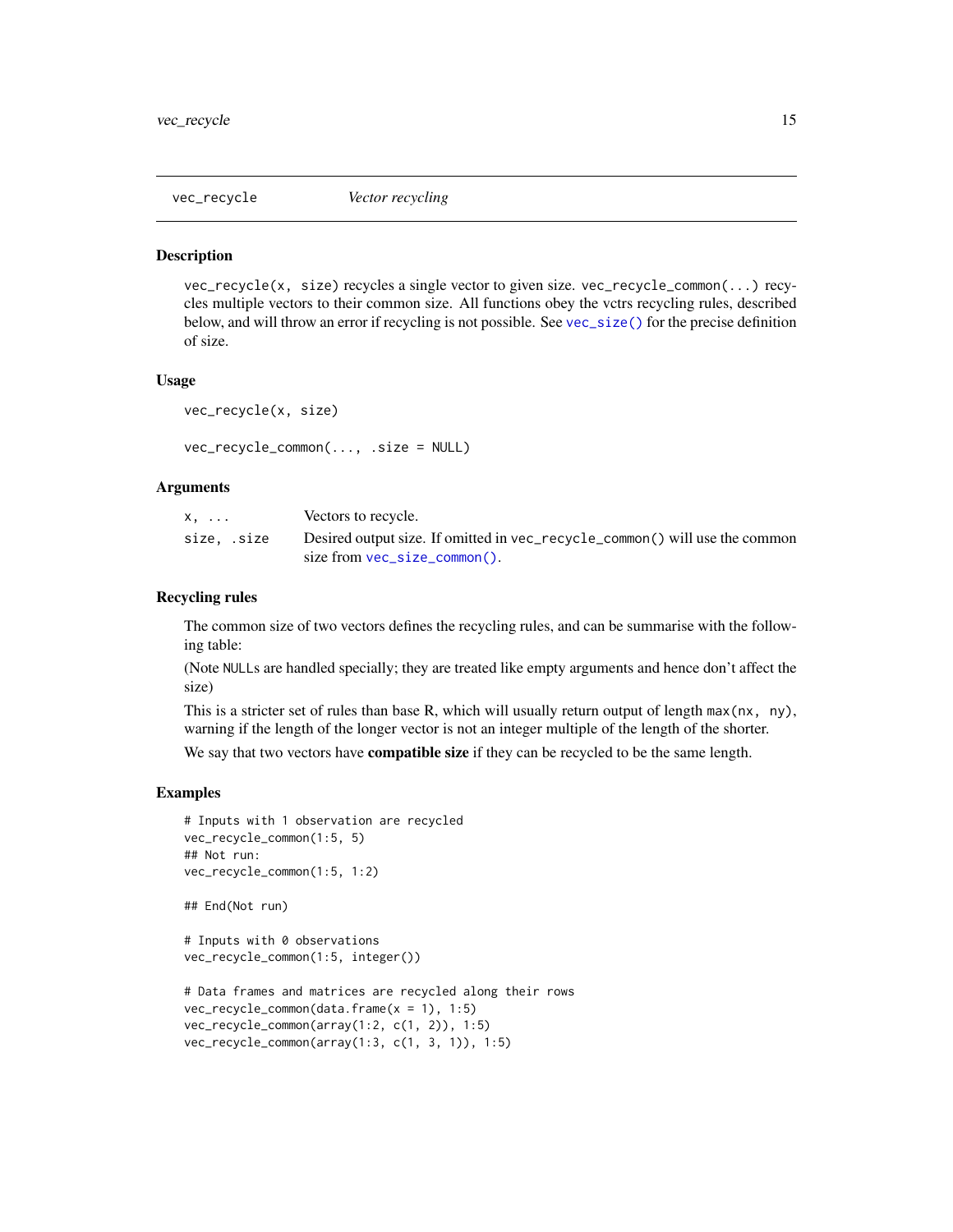## vec_recycle — *Vector recycling*

### Description

`vec_recycle(x, size)` recycles a single vector to given size. `vec_recycle_common(...)` recycles multiple vectors to their common size. All functions obey the vctrs recycling rules, described below, and will throw an error if recycling is not possible. See `vec_size()` for the precise definition of size.

### Usage

```
vec_recycle(x, size)

vec_recycle_common(..., .size = NULL)
```

### Arguments

| | |
|---|---|
| `x, ...` | Vectors to recycle. |
| `size, .size` | Desired output size. If omitted in `vec_recycle_common()` will use the common size from `vec_size_common()`. |

### Recycling rules

The common size of two vectors defines the recycling rules, and can be summarise with the following table:

(Note `NULL`s are handled specially; they are treated like empty arguments and hence don't affect the size)

This is a stricter set of rules than base R, which will usually return output of length `max(nx, ny)`, warning if the length of the longer vector is not an integer multiple of the length of the shorter.

We say that two vectors have **compatible size** if they can be recycled to be the same length.

### Examples

```
# Inputs with 1 observation are recycled
vec_recycle_common(1:5, 5)
## Not run:
vec_recycle_common(1:5, 1:2)

## End(Not run)

# Inputs with 0 observations
vec_recycle_common(1:5, integer())

# Data frames and matrices are recycled along their rows
vec_recycle_common(data.frame(x = 1), 1:5)
vec_recycle_common(array(1:2, c(1, 2)), 1:5)
vec_recycle_common(array(1:3, c(1, 3, 1)), 1:5)
```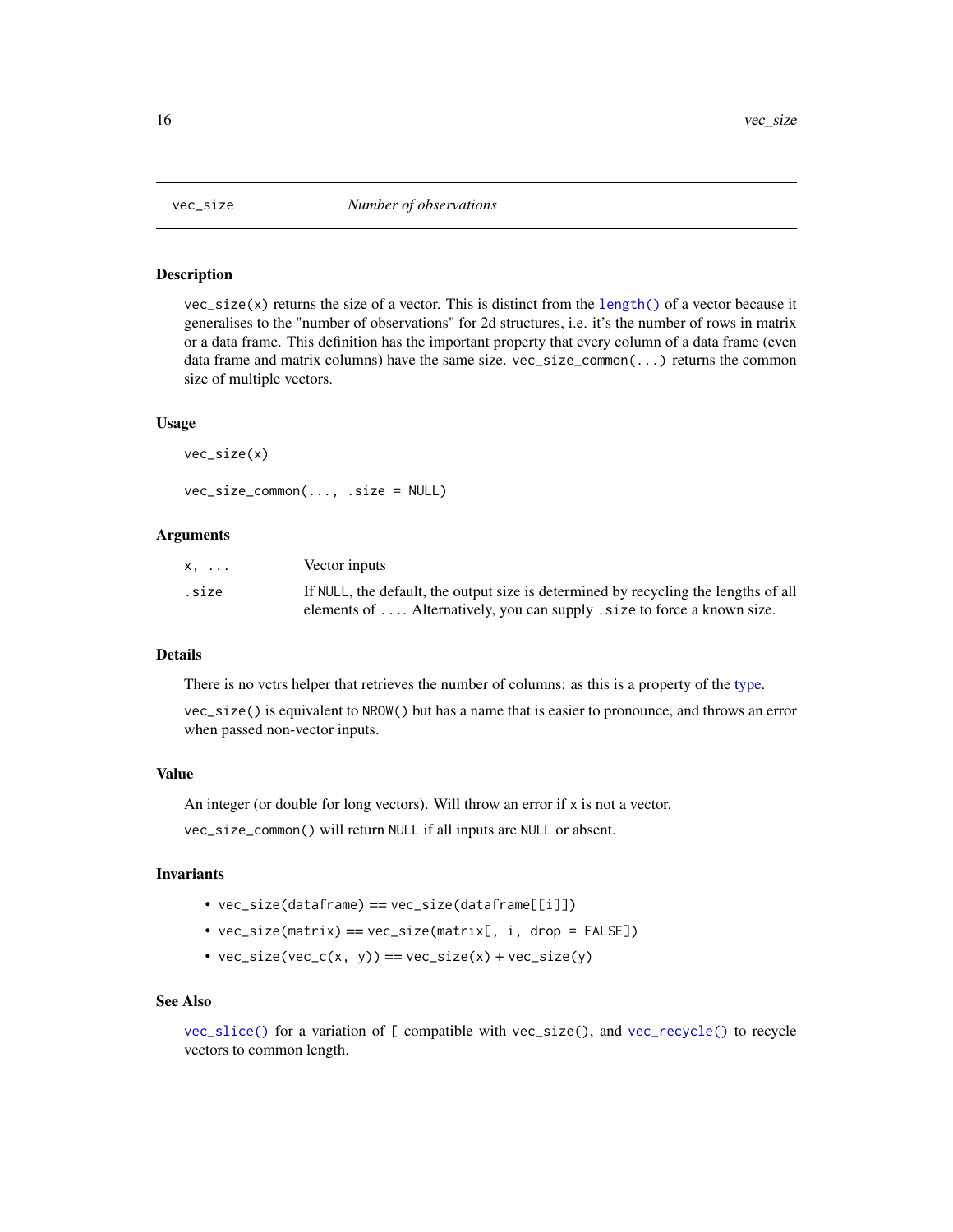## vec_size — *Number of observations*

### Description

`vec_size(x)` returns the size of a vector. This is distinct from the `length()` of a vector because it generalises to the "number of observations" for 2d structures, i.e. it's the number of rows in matrix or a data frame. This definition has the important property that every column of a data frame (even data frame and matrix columns) have the same size. `vec_size_common(...)` returns the common size of multiple vectors.

### Usage

```
vec_size(x)

vec_size_common(..., .size = NULL)
```

### Arguments

| | |
|---|---|
| `x, ...` | Vector inputs |
| `.size` | If `NULL`, the default, the output size is determined by recycling the lengths of all elements of `...`. Alternatively, you can supply `.size` to force a known size. |

### Details

There is no vctrs helper that retrieves the number of columns: as this is a property of the type.

`vec_size()` is equivalent to `NROW()` but has a name that is easier to pronounce, and throws an error when passed non-vector inputs.

### Value

An integer (or double for long vectors). Will throw an error if `x` is not a vector.

`vec_size_common()` will return `NULL` if all inputs are `NULL` or absent.

### Invariants

- `vec_size(dataframe)` == `vec_size(dataframe[[i]])`
- `vec_size(matrix)` == `vec_size(matrix[, i, drop = FALSE])`
- `vec_size(vec_c(x, y))` == `vec_size(x)` + `vec_size(y)`

### See Also

`vec_slice()` for a variation of `[` compatible with `vec_size()`, and `vec_recycle()` to recycle vectors to common length.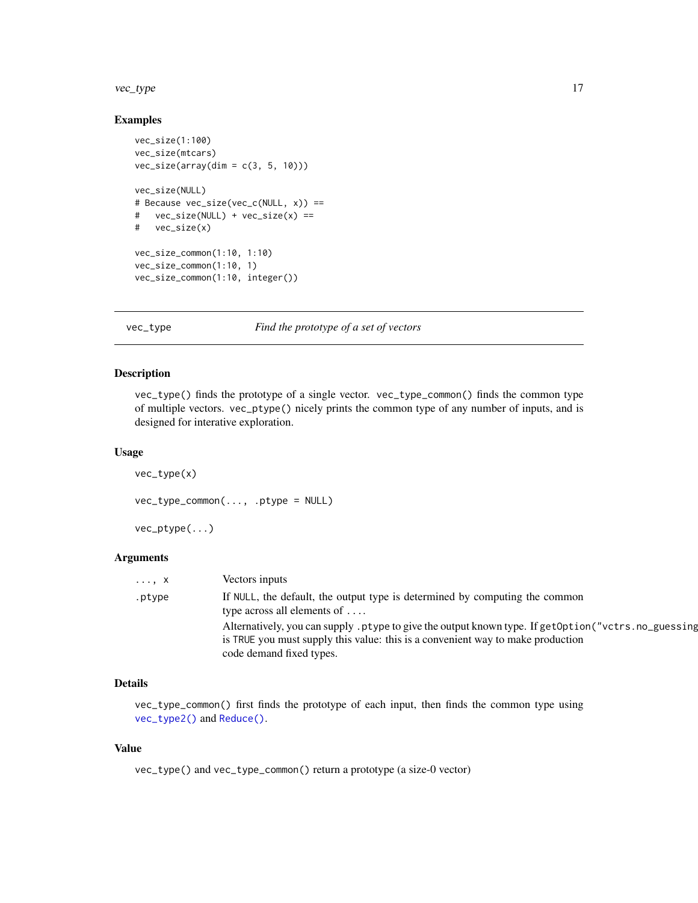### Examples

```
vec_size(1:100)
vec_size(mtcars)
vec_size(array(dim = c(3, 5, 10)))

vec_size(NULL)
# Because vec_size(vec_c(NULL, x)) ==
#   vec_size(NULL) + vec_size(x) ==
#   vec_size(x)

vec_size_common(1:10, 1:10)
vec_size_common(1:10, 1)
vec_size_common(1:10, integer())
```

---

## vec_type &nbsp;&nbsp;&nbsp;&nbsp; *Find the prototype of a set of vectors*

---

### Description

`vec_type()` finds the prototype of a single vector. `vec_type_common()` finds the common type of multiple vectors. `vec_ptype()` nicely prints the common type of any number of inputs, and is designed for interative exploration.

### Usage

```
vec_type(x)

vec_type_common(..., .ptype = NULL)

vec_ptype(...)
```

### Arguments

| | |
|---|---|
| `..., x` | Vectors inputs |
| `.ptype` | If `NULL`, the default, the output type is determined by computing the common type across all elements of `...`.<br>Alternatively, you can supply `.ptype` to give the output known type. If `getOption("vctrs.no_guessing` is `TRUE` you must supply this value: this is a convenient way to make production code demand fixed types. |

### Details

`vec_type_common()` first finds the prototype of each input, then finds the common type using `vec_type2()` and `Reduce()`.

### Value

`vec_type()` and `vec_type_common()` return a prototype (a size-0 vector)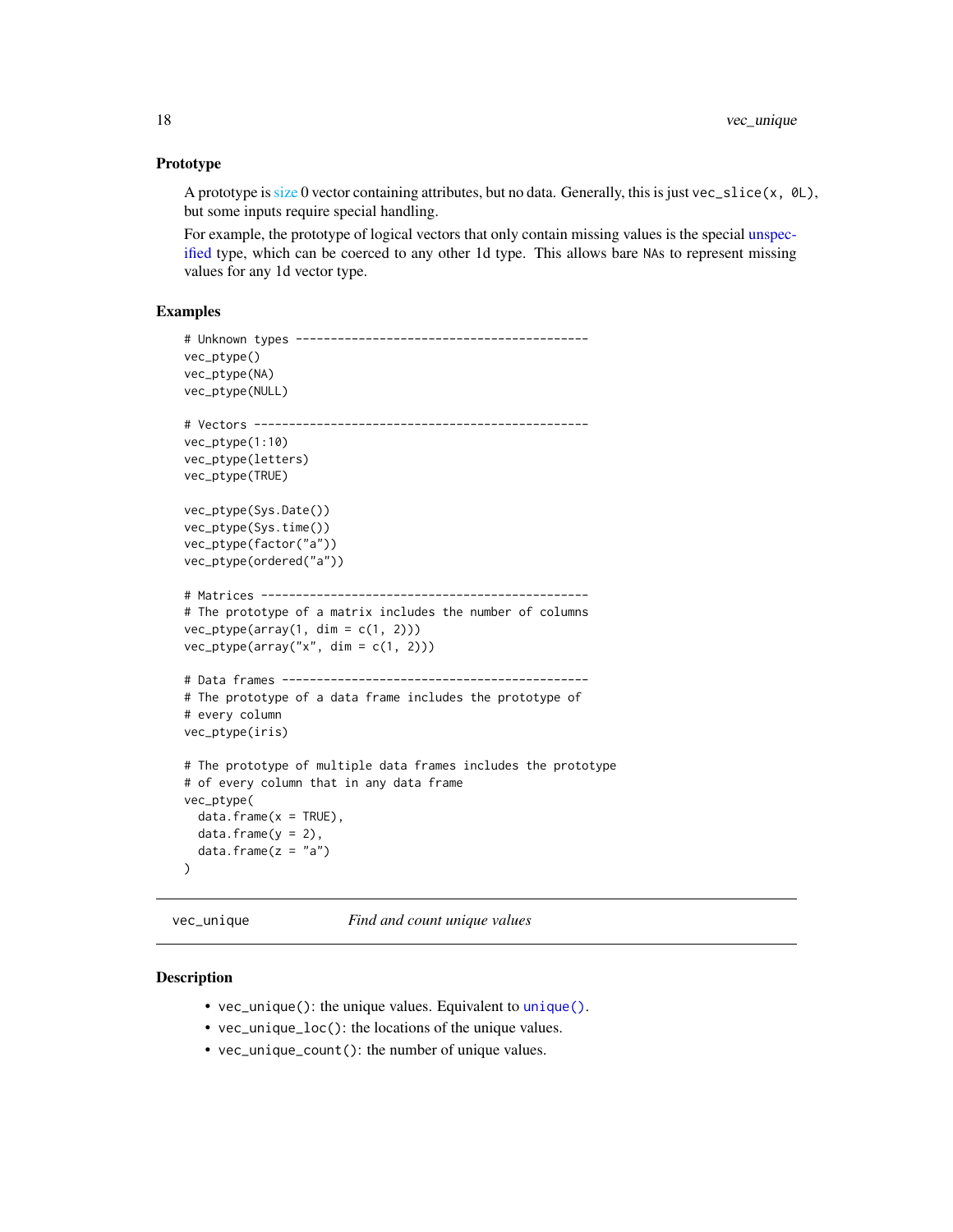### Prototype

A prototype is size 0 vector containing attributes, but no data. Generally, this is just `vec_slice(x, 0L)`, but some inputs require special handling.

For example, the prototype of logical vectors that only contain missing values is the special unspecified type, which can be coerced to any other 1d type. This allows bare NAs to represent missing values for any 1d vector type.

### Examples

```
# Unknown types -------------------------------------------
vec_ptype()
vec_ptype(NA)
vec_ptype(NULL)

# Vectors -------------------------------------------------
vec_ptype(1:10)
vec_ptype(letters)
vec_ptype(TRUE)

vec_ptype(Sys.Date())
vec_ptype(Sys.time())
vec_ptype(factor("a"))
vec_ptype(ordered("a"))

# Matrices ------------------------------------------------
# The prototype of a matrix includes the number of columns
vec_ptype(array(1, dim = c(1, 2)))
vec_ptype(array("x", dim = c(1, 2)))

# Data frames ---------------------------------------------
# The prototype of a data frame includes the prototype of
# every column
vec_ptype(iris)

# The prototype of multiple data frames includes the prototype
# of every column that in any data frame
vec_ptype(
  data.frame(x = TRUE),
  data.frame(y = 2),
  data.frame(z = "a")
)
```

---

## vec_unique — *Find and count unique values*

### Description

- `vec_unique()`: the unique values. Equivalent to `unique()`.
- `vec_unique_loc()`: the locations of the unique values.
- `vec_unique_count()`: the number of unique values.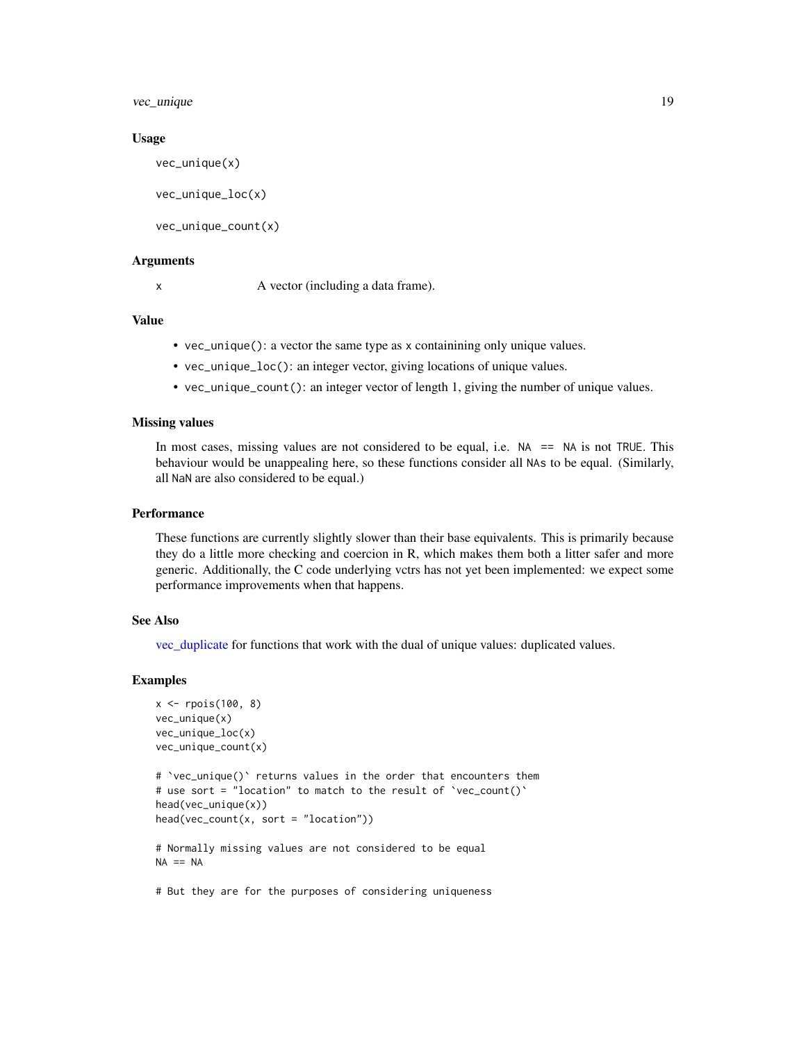### Usage

```
vec_unique(x)

vec_unique_loc(x)

vec_unique_count(x)
```

### Arguments

x    A vector (including a data frame).

### Value

- `vec_unique()`: a vector the same type as `x` containining only unique values.
- `vec_unique_loc()`: an integer vector, giving locations of unique values.
- `vec_unique_count()`: an integer vector of length 1, giving the number of unique values.

### Missing values

In most cases, missing values are not considered to be equal, i.e. `NA == NA` is not `TRUE`. This behaviour would be unappealing here, so these functions consider all `NA`s to be equal. (Similarly, all `NaN` are also considered to be equal.)

### Performance

These functions are currently slightly slower than their base equivalents. This is primarily because they do a little more checking and coercion in R, which makes them both a litter safer and more generic. Additionally, the C code underlying vctrs has not yet been implemented: we expect some performance improvements when that happens.

### See Also

vec_duplicate for functions that work with the dual of unique values: duplicated values.

### Examples

```
x <- rpois(100, 8)
vec_unique(x)
vec_unique_loc(x)
vec_unique_count(x)

# `vec_unique()` returns values in the order that encounters them
# use sort = "location" to match to the result of `vec_count()`
head(vec_unique(x))
head(vec_count(x, sort = "location"))

# Normally missing values are not considered to be equal
NA == NA

# But they are for the purposes of considering uniqueness
```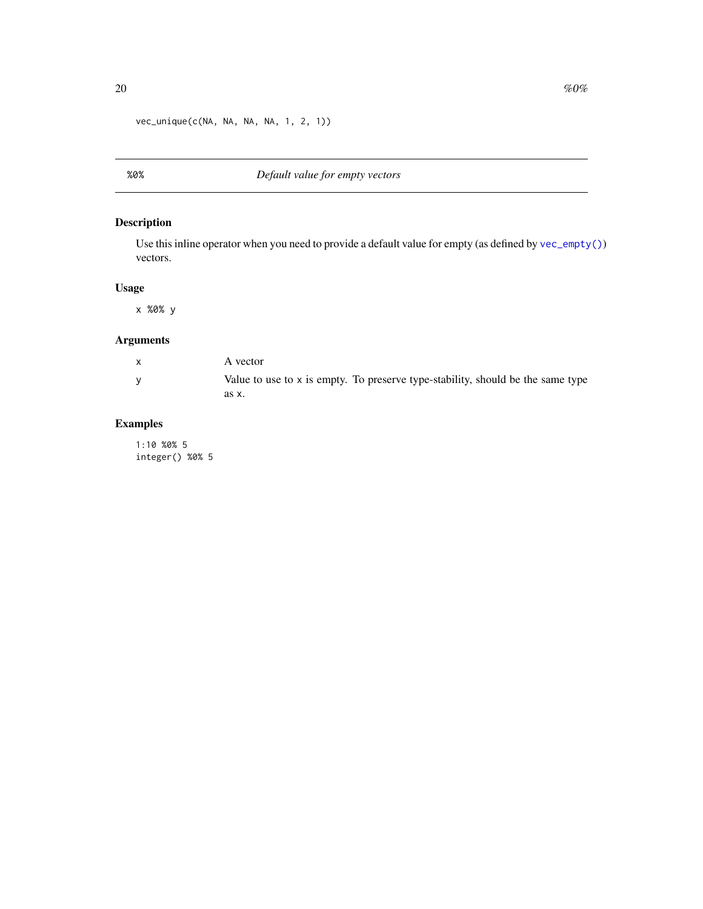```
vec_unique(c(NA, NA, NA, NA, 1, 2, 1))
```

---

## %0% — *Default value for empty vectors*

### Description

Use this inline operator when you need to provide a default value for empty (as defined by `vec_empty()`) vectors.

### Usage

```
x %0% y
```

### Arguments

| | |
|---|---|
| x | A vector |
| y | Value to use to x is empty. To preserve type-stability, should be the same type as x. |

### Examples

```
1:10 %0% 5
integer() %0% 5
```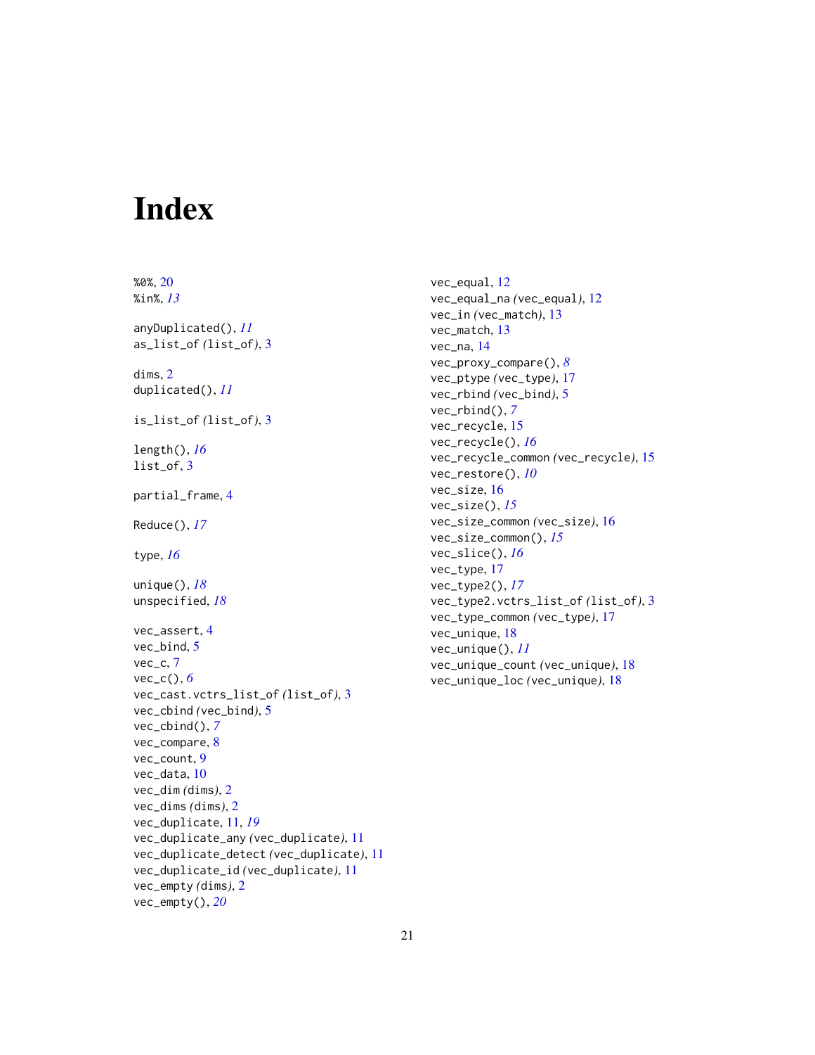# Index

%0%, 20
%in%, *13*

anyDuplicated(), *11*
as_list_of (list_of), 3

dims, 2
duplicated(), *11*

is_list_of (list_of), 3

length(), *16*
list_of, 3

partial_frame, 4

Reduce(), *17*

type, *16*

unique(), *18*
unspecified, *18*

vec_assert, 4
vec_bind, 5
vec_c, 7
vec_c(), *6*
vec_cast.vctrs_list_of (list_of), 3
vec_cbind (vec_bind), 5
vec_cbind(), *7*
vec_compare, 8
vec_count, 9
vec_data, 10
vec_dim (dims), 2
vec_dims (dims), 2
vec_duplicate, 11, *19*
vec_duplicate_any (vec_duplicate), 11
vec_duplicate_detect (vec_duplicate), 11
vec_duplicate_id (vec_duplicate), 11
vec_empty (dims), 2
vec_empty(), *20*
vec_equal, 12
vec_equal_na (vec_equal), 12
vec_in (vec_match), 13
vec_match, 13
vec_na, 14
vec_proxy_compare(), *8*
vec_ptype (vec_type), 17
vec_rbind (vec_bind), 5
vec_rbind(), *7*
vec_recycle, 15
vec_recycle(), *16*
vec_recycle_common (vec_recycle), 15
vec_restore(), *10*
vec_size, 16
vec_size(), *15*
vec_size_common (vec_size), 16
vec_size_common(), *15*
vec_slice(), *16*
vec_type, 17
vec_type2(), *17*
vec_type2.vctrs_list_of (list_of), 3
vec_type_common (vec_type), 17
vec_unique, 18
vec_unique(), *11*
vec_unique_count (vec_unique), 18
vec_unique_loc (vec_unique), 18